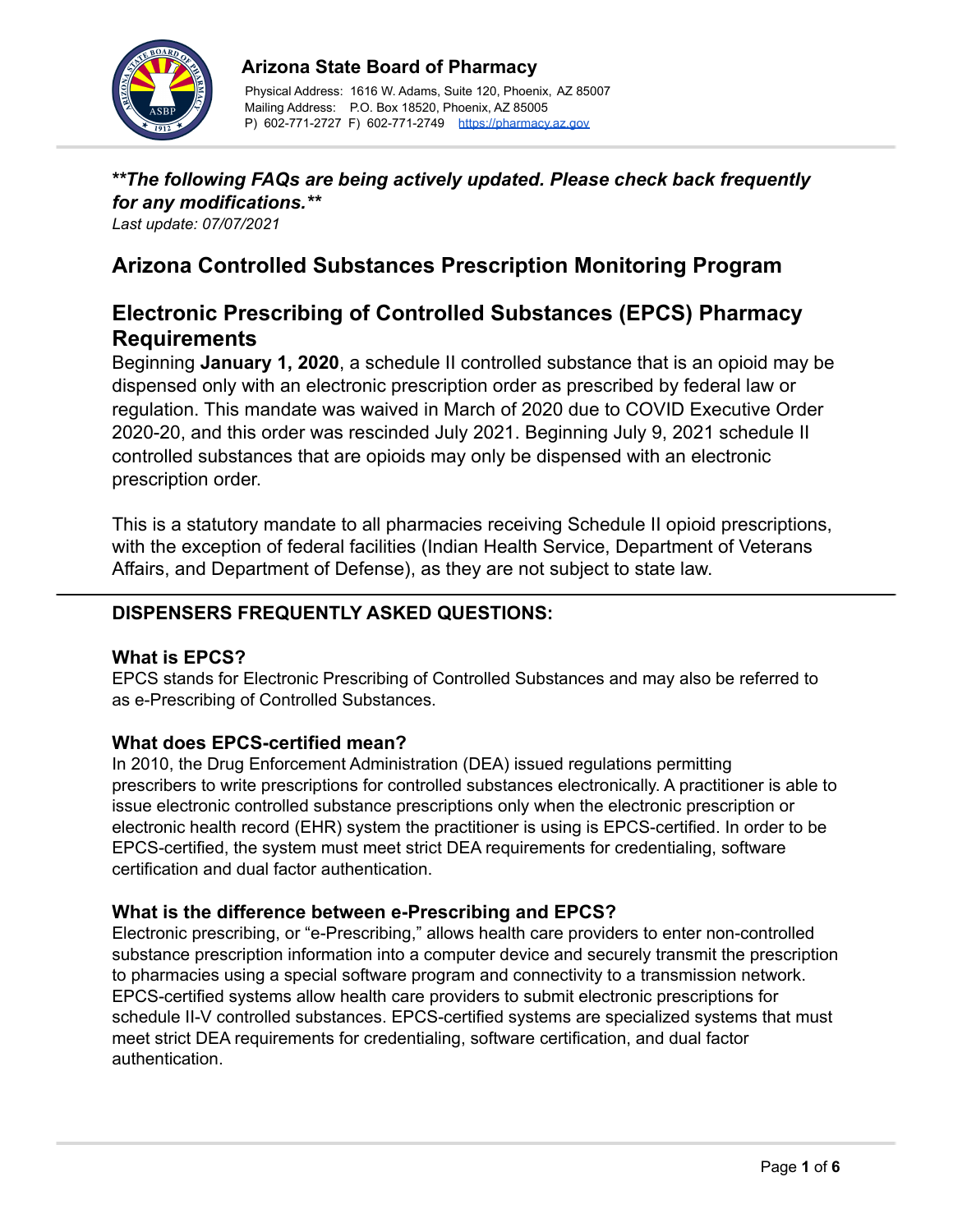# Arizona State Board of Pharmacy

Physical Address: 1616 W. Adams, Suite 120, Phoenix, AZ 85007
Mailing Address: P.O. Box 18520, Phoenix, AZ 85005
P) 602-771-2727 F) 602-771-2749 https://pharmacy.az.gov

***\*The following FAQs are being actively updated. Please check back frequently for any modifications.\****

*Last update: 07/07/2021*

## Arizona Controlled Substances Prescription Monitoring Program

## Electronic Prescribing of Controlled Substances (EPCS) Pharmacy Requirements

Beginning **January 1, 2020**, a schedule II controlled substance that is an opioid may be dispensed only with an electronic prescription order as prescribed by federal law or regulation. This mandate was waived in March of 2020 due to COVID Executive Order 2020-20, and this order was rescinded July 2021. Beginning July 9, 2021 schedule II controlled substances that are opioids may only be dispensed with an electronic prescription order.

This is a statutory mandate to all pharmacies receiving Schedule II opioid prescriptions, with the exception of federal facilities (Indian Health Service, Department of Veterans Affairs, and Department of Defense), as they are not subject to state law.

---

### DISPENSERS FREQUENTLY ASKED QUESTIONS:

#### What is EPCS?

EPCS stands for Electronic Prescribing of Controlled Substances and may also be referred to as e-Prescribing of Controlled Substances.

#### What does EPCS-certified mean?

In 2010, the Drug Enforcement Administration (DEA) issued regulations permitting prescribers to write prescriptions for controlled substances electronically. A practitioner is able to issue electronic controlled substance prescriptions only when the electronic prescription or electronic health record (EHR) system the practitioner is using is EPCS-certified. In order to be EPCS-certified, the system must meet strict DEA requirements for credentialing, software certification and dual factor authentication.

#### What is the difference between e-Prescribing and EPCS?

Electronic prescribing, or "e-Prescribing," allows health care providers to enter non-controlled substance prescription information into a computer device and securely transmit the prescription to pharmacies using a special software program and connectivity to a transmission network. EPCS-certified systems allow health care providers to submit electronic prescriptions for schedule II-V controlled substances. EPCS-certified systems are specialized systems that must meet strict DEA requirements for credentialing, software certification, and dual factor authentication.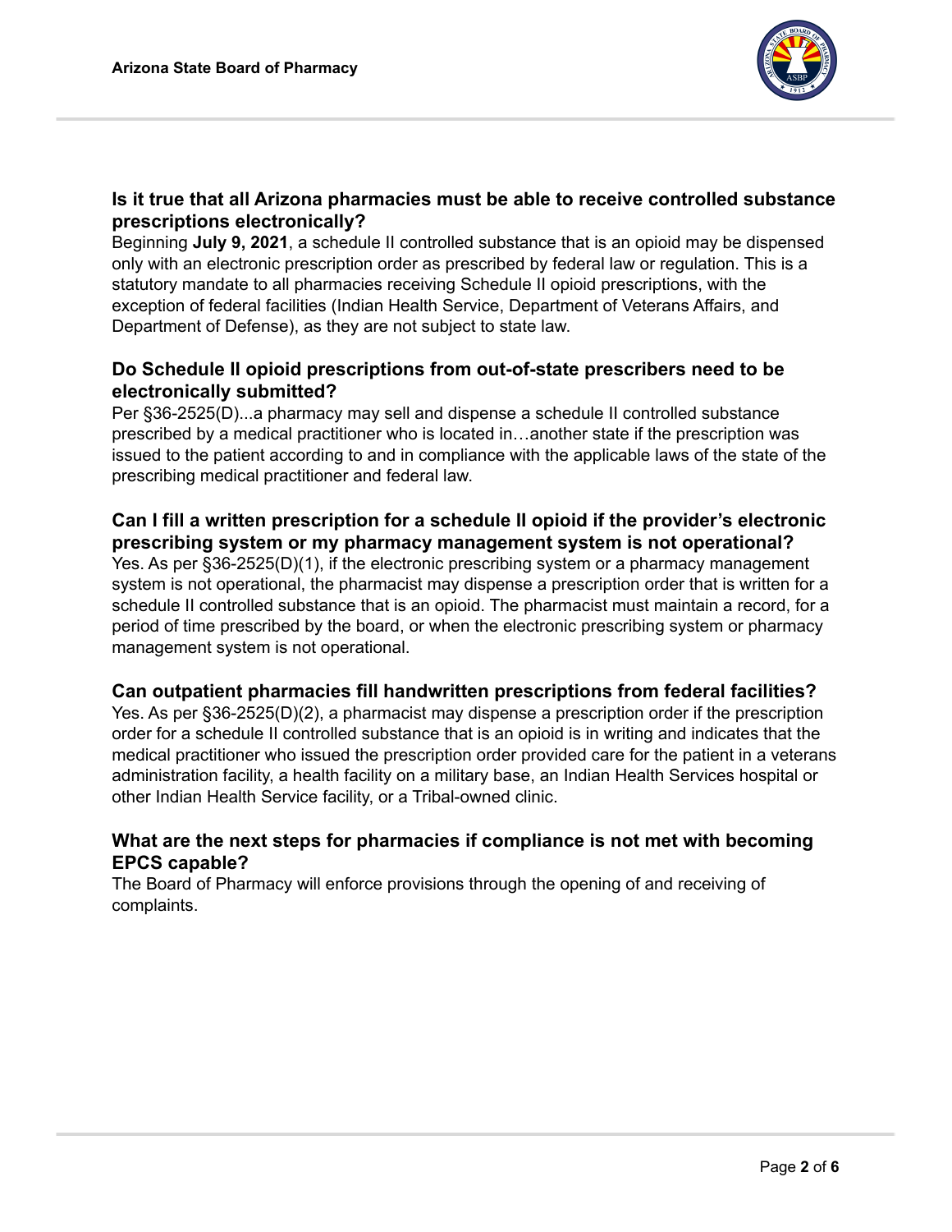### Is it true that all Arizona pharmacies must be able to receive controlled substance prescriptions electronically?

Beginning **July 9, 2021**, a schedule II controlled substance that is an opioid may be dispensed only with an electronic prescription order as prescribed by federal law or regulation. This is a statutory mandate to all pharmacies receiving Schedule II opioid prescriptions, with the exception of federal facilities (Indian Health Service, Department of Veterans Affairs, and Department of Defense), as they are not subject to state law.

### Do Schedule II opioid prescriptions from out-of-state prescribers need to be electronically submitted?

Per §36-2525(D)...a pharmacy may sell and dispense a schedule II controlled substance prescribed by a medical practitioner who is located in…another state if the prescription was issued to the patient according to and in compliance with the applicable laws of the state of the prescribing medical practitioner and federal law.

### Can I fill a written prescription for a schedule II opioid if the provider's electronic prescribing system or my pharmacy management system is not operational?

Yes. As per §36-2525(D)(1), if the electronic prescribing system or a pharmacy management system is not operational, the pharmacist may dispense a prescription order that is written for a schedule II controlled substance that is an opioid. The pharmacist must maintain a record, for a period of time prescribed by the board, or when the electronic prescribing system or pharmacy management system is not operational.

### Can outpatient pharmacies fill handwritten prescriptions from federal facilities?

Yes. As per §36-2525(D)(2), a pharmacist may dispense a prescription order if the prescription order for a schedule II controlled substance that is an opioid is in writing and indicates that the medical practitioner who issued the prescription order provided care for the patient in a veterans administration facility, a health facility on a military base, an Indian Health Services hospital or other Indian Health Service facility, or a Tribal-owned clinic.

### What are the next steps for pharmacies if compliance is not met with becoming EPCS capable?

The Board of Pharmacy will enforce provisions through the opening of and receiving of complaints.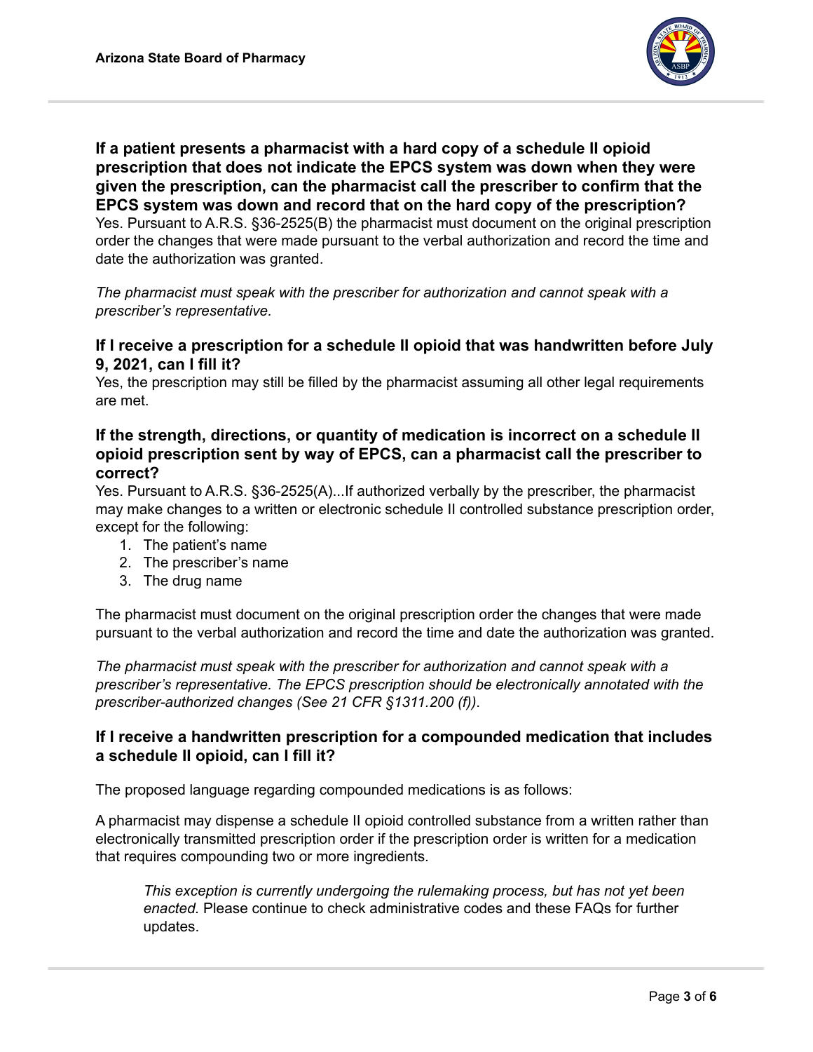### If a patient presents a pharmacist with a hard copy of a schedule II opioid prescription that does not indicate the EPCS system was down when they were given the prescription, can the pharmacist call the prescriber to confirm that the EPCS system was down and record that on the hard copy of the prescription?

Yes. Pursuant to A.R.S. §36-2525(B) the pharmacist must document on the original prescription order the changes that were made pursuant to the verbal authorization and record the time and date the authorization was granted.

*The pharmacist must speak with the prescriber for authorization and cannot speak with a prescriber's representative.*

### If I receive a prescription for a schedule II opioid that was handwritten before July 9, 2021, can I fill it?

Yes, the prescription may still be filled by the pharmacist assuming all other legal requirements are met.

### If the strength, directions, or quantity of medication is incorrect on a schedule II opioid prescription sent by way of EPCS, can a pharmacist call the prescriber to correct?

Yes. Pursuant to A.R.S. §36-2525(A)...If authorized verbally by the prescriber, the pharmacist may make changes to a written or electronic schedule II controlled substance prescription order, except for the following:

1. The patient's name
2. The prescriber's name
3. The drug name

The pharmacist must document on the original prescription order the changes that were made pursuant to the verbal authorization and record the time and date the authorization was granted.

*The pharmacist must speak with the prescriber for authorization and cannot speak with a prescriber's representative. The EPCS prescription should be electronically annotated with the prescriber-authorized changes (See 21 CFR §1311.200 (f)).*

### If I receive a handwritten prescription for a compounded medication that includes a schedule II opioid, can I fill it?

The proposed language regarding compounded medications is as follows:

A pharmacist may dispense a schedule II opioid controlled substance from a written rather than electronically transmitted prescription order if the prescription order is written for a medication that requires compounding two or more ingredients.

> *This exception is currently undergoing the rulemaking process, but has not yet been enacted.* Please continue to check administrative codes and these FAQs for further updates.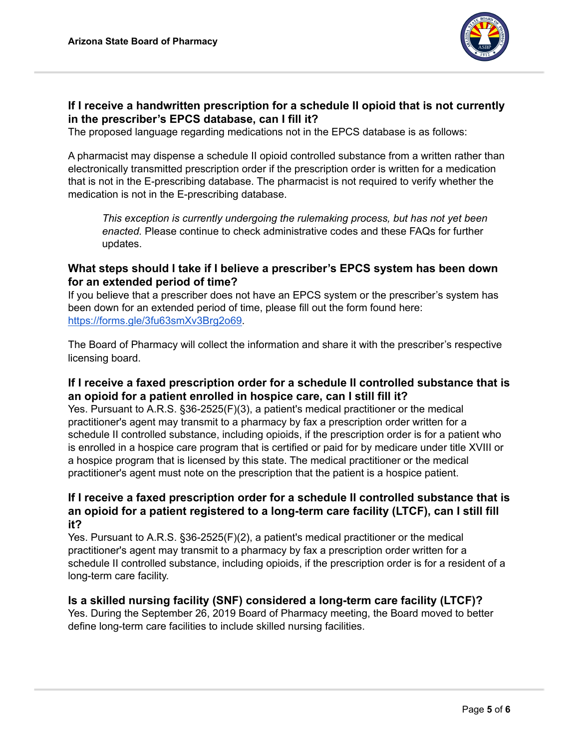### If I receive a handwritten prescription for a schedule II opioid that is not currently in the prescriber's EPCS database, can I fill it?

The proposed language regarding medications not in the EPCS database is as follows:

A pharmacist may dispense a schedule II opioid controlled substance from a written rather than electronically transmitted prescription order if the prescription order is written for a medication that is not in the E-prescribing database. The pharmacist is not required to verify whether the medication is not in the E-prescribing database.

> *This exception is currently undergoing the rulemaking process, but has not yet been enacted.* Please continue to check administrative codes and these FAQs for further updates.

### What steps should I take if I believe a prescriber's EPCS system has been down for an extended period of time?

If you believe that a prescriber does not have an EPCS system or the prescriber's system has been down for an extended period of time, please fill out the form found here: [https://forms.gle/3fu63smXv3Brg2o69](https://forms.gle/3fu63smXv3Brg2o69).

The Board of Pharmacy will collect the information and share it with the prescriber's respective licensing board.

### If I receive a faxed prescription order for a schedule II controlled substance that is an opioid for a patient enrolled in hospice care, can I still fill it?

Yes. Pursuant to A.R.S. §36-2525(F)(3), a patient's medical practitioner or the medical practitioner's agent may transmit to a pharmacy by fax a prescription order written for a schedule II controlled substance, including opioids, if the prescription order is for a patient who is enrolled in a hospice care program that is certified or paid for by medicare under title XVIII or a hospice program that is licensed by this state. The medical practitioner or the medical practitioner's agent must note on the prescription that the patient is a hospice patient.

### If I receive a faxed prescription order for a schedule II controlled substance that is an opioid for a patient registered to a long-term care facility (LTCF), can I still fill it?

Yes. Pursuant to A.R.S. §36-2525(F)(2), a patient's medical practitioner or the medical practitioner's agent may transmit to a pharmacy by fax a prescription order written for a schedule II controlled substance, including opioids, if the prescription order is for a resident of a long-term care facility.

### Is a skilled nursing facility (SNF) considered a long-term care facility (LTCF)?

Yes. During the September 26, 2019 Board of Pharmacy meeting, the Board moved to better define long-term care facilities to include skilled nursing facilities.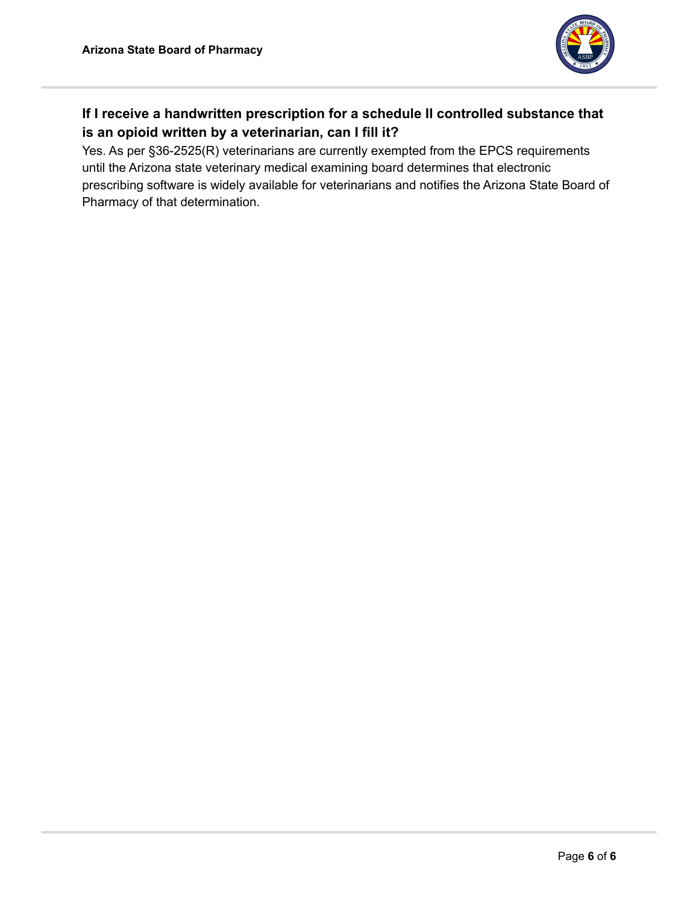### If I receive a handwritten prescription for a schedule II controlled substance that is an opioid written by a veterinarian, can I fill it?

Yes. As per §36-2525(R) veterinarians are currently exempted from the EPCS requirements until the Arizona state veterinary medical examining board determines that electronic prescribing software is widely available for veterinarians and notifies the Arizona State Board of Pharmacy of that determination.